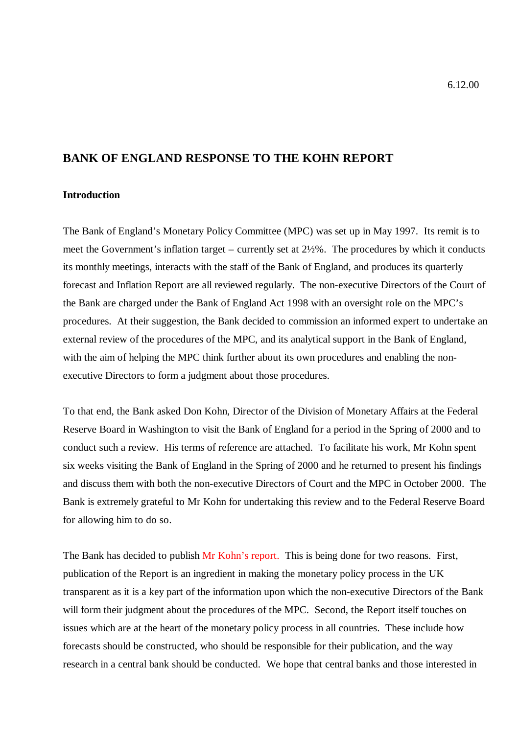6.12.00

## BANK OF ENGLAND RESPONSE TO THE KOHN REPORT

### Introduction

The Bank of England's Monetary Policy Committee (MPC) was set up in May 1997. Its remit is to meet the Government's inflation target – currently set at 2½%. The procedures by which it conducts its monthly meetings, interacts with the staff of the Bank of England, and produces its quarterly forecast and Inflation Report are all reviewed regularly. The non-executive Directors of the Court of the Bank are charged under the Bank of England Act 1998 with an oversight role on the MPC's procedures. At their suggestion, the Bank decided to commission an informed expert to undertake an external review of the procedures of the MPC, and its analytical support in the Bank of England, with the aim of helping the MPC think further about its own procedures and enabling the non-executive Directors to form a judgment about those procedures.

To that end, the Bank asked Don Kohn, Director of the Division of Monetary Affairs at the Federal Reserve Board in Washington to visit the Bank of England for a period in the Spring of 2000 and to conduct such a review. His terms of reference are attached. To facilitate his work, Mr Kohn spent six weeks visiting the Bank of England in the Spring of 2000 and he returned to present his findings and discuss them with both the non-executive Directors of Court and the MPC in October 2000. The Bank is extremely grateful to Mr Kohn for undertaking this review and to the Federal Reserve Board for allowing him to do so.

The Bank has decided to publish Mr Kohn's report. This is being done for two reasons. First, publication of the Report is an ingredient in making the monetary policy process in the UK transparent as it is a key part of the information upon which the non-executive Directors of the Bank will form their judgment about the procedures of the MPC. Second, the Report itself touches on issues which are at the heart of the monetary policy process in all countries. These include how forecasts should be constructed, who should be responsible for their publication, and the way research in a central bank should be conducted. We hope that central banks and those interested in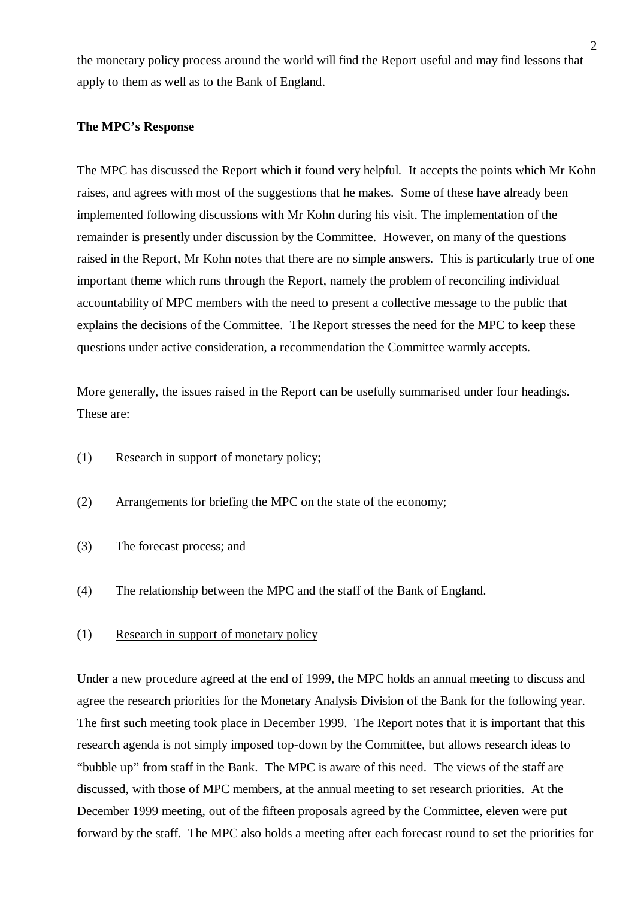the monetary policy process around the world will find the Report useful and may find lessons that apply to them as well as to the Bank of England.

**The MPC's Response**

The MPC has discussed the Report which it found very helpful. It accepts the points which Mr Kohn raises, and agrees with most of the suggestions that he makes. Some of these have already been implemented following discussions with Mr Kohn during his visit. The implementation of the remainder is presently under discussion by the Committee. However, on many of the questions raised in the Report, Mr Kohn notes that there are no simple answers. This is particularly true of one important theme which runs through the Report, namely the problem of reconciling individual accountability of MPC members with the need to present a collective message to the public that explains the decisions of the Committee. The Report stresses the need for the MPC to keep these questions under active consideration, a recommendation the Committee warmly accepts.

More generally, the issues raised in the Report can be usefully summarised under four headings. These are:

(1) Research in support of monetary policy;

(2) Arrangements for briefing the MPC on the state of the economy;

(3) The forecast process; and

(4) The relationship between the MPC and the staff of the Bank of England.

(1) <u>Research in support of monetary policy</u>

Under a new procedure agreed at the end of 1999, the MPC holds an annual meeting to discuss and agree the research priorities for the Monetary Analysis Division of the Bank for the following year. The first such meeting took place in December 1999. The Report notes that it is important that this research agenda is not simply imposed top-down by the Committee, but allows research ideas to "bubble up" from staff in the Bank. The MPC is aware of this need. The views of the staff are discussed, with those of MPC members, at the annual meeting to set research priorities. At the December 1999 meeting, out of the fifteen proposals agreed by the Committee, eleven were put forward by the staff. The MPC also holds a meeting after each forecast round to set the priorities for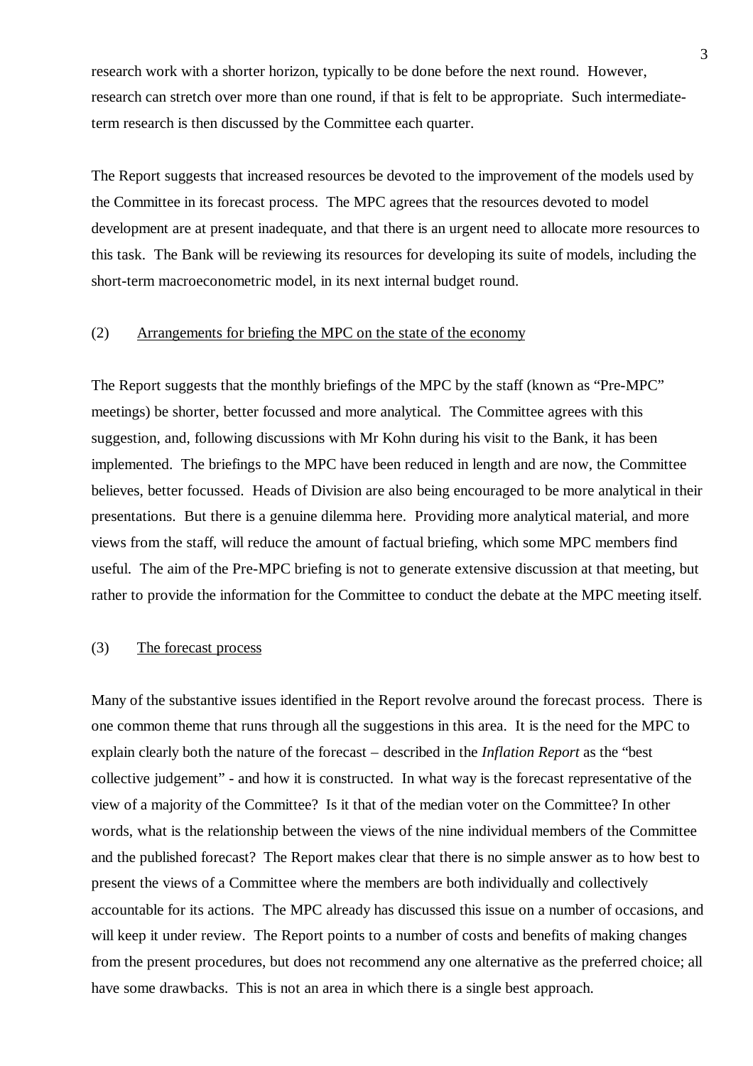research work with a shorter horizon, typically to be done before the next round. However, research can stretch over more than one round, if that is felt to be appropriate. Such intermediate-term research is then discussed by the Committee each quarter.

The Report suggests that increased resources be devoted to the improvement of the models used by the Committee in its forecast process. The MPC agrees that the resources devoted to model development are at present inadequate, and that there is an urgent need to allocate more resources to this task. The Bank will be reviewing its resources for developing its suite of models, including the short-term macroeconometric model, in its next internal budget round.

(2) Arrangements for briefing the MPC on the state of the economy

The Report suggests that the monthly briefings of the MPC by the staff (known as "Pre-MPC" meetings) be shorter, better focussed and more analytical. The Committee agrees with this suggestion, and, following discussions with Mr Kohn during his visit to the Bank, it has been implemented. The briefings to the MPC have been reduced in length and are now, the Committee believes, better focussed. Heads of Division are also being encouraged to be more analytical in their presentations. But there is a genuine dilemma here. Providing more analytical material, and more views from the staff, will reduce the amount of factual briefing, which some MPC members find useful. The aim of the Pre-MPC briefing is not to generate extensive discussion at that meeting, but rather to provide the information for the Committee to conduct the debate at the MPC meeting itself.

(3) The forecast process

Many of the substantive issues identified in the Report revolve around the forecast process. There is one common theme that runs through all the suggestions in this area. It is the need for the MPC to explain clearly both the nature of the forecast – described in the *Inflation Report* as the "best collective judgement" - and how it is constructed. In what way is the forecast representative of the view of a majority of the Committee? Is it that of the median voter on the Committee? In other words, what is the relationship between the views of the nine individual members of the Committee and the published forecast? The Report makes clear that there is no simple answer as to how best to present the views of a Committee where the members are both individually and collectively accountable for its actions. The MPC already has discussed this issue on a number of occasions, and will keep it under review. The Report points to a number of costs and benefits of making changes from the present procedures, but does not recommend any one alternative as the preferred choice; all have some drawbacks. This is not an area in which there is a single best approach.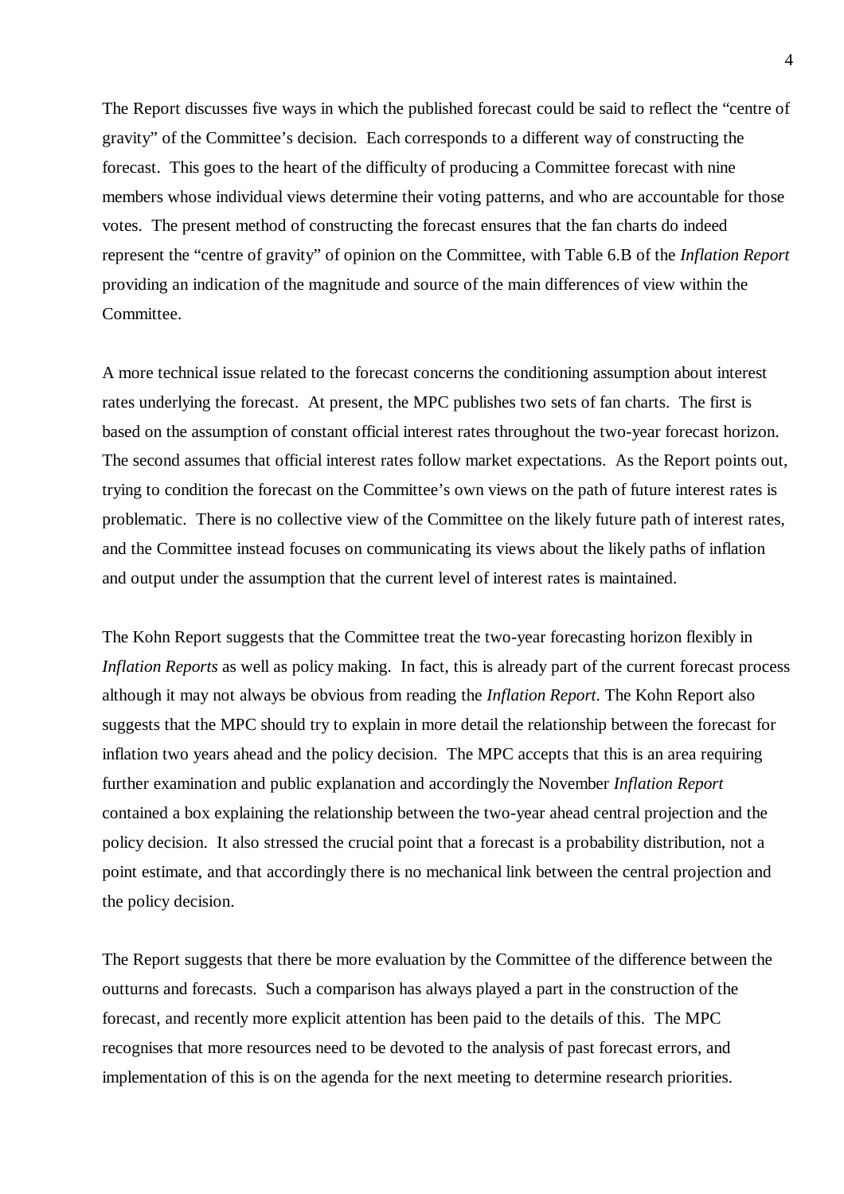The Report discusses five ways in which the published forecast could be said to reflect the "centre of gravity" of the Committee's decision. Each corresponds to a different way of constructing the forecast. This goes to the heart of the difficulty of producing a Committee forecast with nine members whose individual views determine their voting patterns, and who are accountable for those votes. The present method of constructing the forecast ensures that the fan charts do indeed represent the "centre of gravity" of opinion on the Committee, with Table 6.B of the *Inflation Report* providing an indication of the magnitude and source of the main differences of view within the Committee.

A more technical issue related to the forecast concerns the conditioning assumption about interest rates underlying the forecast. At present, the MPC publishes two sets of fan charts. The first is based on the assumption of constant official interest rates throughout the two-year forecast horizon. The second assumes that official interest rates follow market expectations. As the Report points out, trying to condition the forecast on the Committee's own views on the path of future interest rates is problematic. There is no collective view of the Committee on the likely future path of interest rates, and the Committee instead focuses on communicating its views about the likely paths of inflation and output under the assumption that the current level of interest rates is maintained.

The Kohn Report suggests that the Committee treat the two-year forecasting horizon flexibly in *Inflation Reports* as well as policy making. In fact, this is already part of the current forecast process although it may not always be obvious from reading the *Inflation Report*. The Kohn Report also suggests that the MPC should try to explain in more detail the relationship between the forecast for inflation two years ahead and the policy decision. The MPC accepts that this is an area requiring further examination and public explanation and accordingly the November *Inflation Report* contained a box explaining the relationship between the two-year ahead central projection and the policy decision. It also stressed the crucial point that a forecast is a probability distribution, not a point estimate, and that accordingly there is no mechanical link between the central projection and the policy decision.

The Report suggests that there be more evaluation by the Committee of the difference between the outturns and forecasts. Such a comparison has always played a part in the construction of the forecast, and recently more explicit attention has been paid to the details of this. The MPC recognises that more resources need to be devoted to the analysis of past forecast errors, and implementation of this is on the agenda for the next meeting to determine research priorities.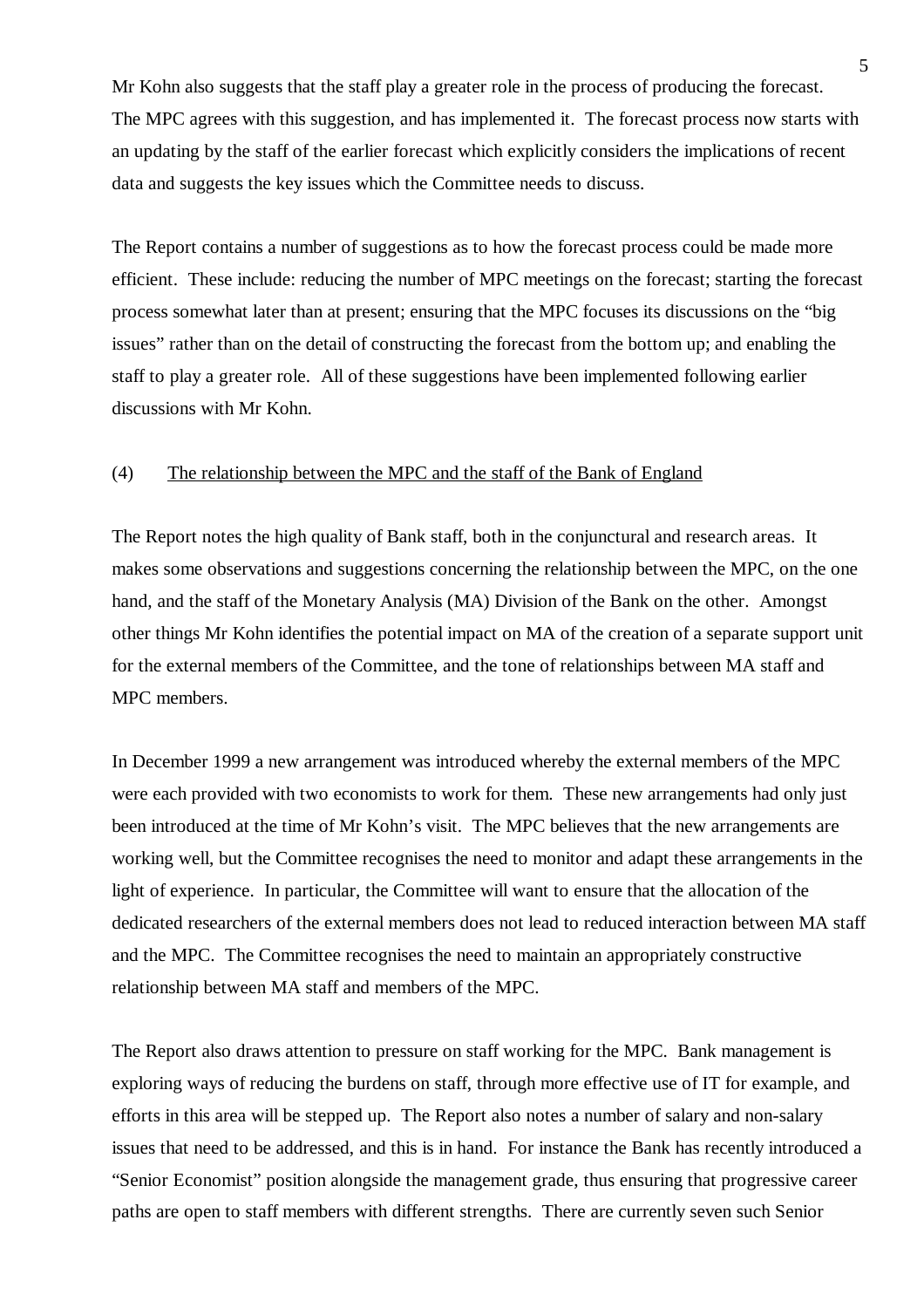Mr Kohn also suggests that the staff play a greater role in the process of producing the forecast. The MPC agrees with this suggestion, and has implemented it. The forecast process now starts with an updating by the staff of the earlier forecast which explicitly considers the implications of recent data and suggests the key issues which the Committee needs to discuss.

The Report contains a number of suggestions as to how the forecast process could be made more efficient. These include: reducing the number of MPC meetings on the forecast; starting the forecast process somewhat later than at present; ensuring that the MPC focuses its discussions on the "big issues" rather than on the detail of constructing the forecast from the bottom up; and enabling the staff to play a greater role. All of these suggestions have been implemented following earlier discussions with Mr Kohn.

(4) The relationship between the MPC and the staff of the Bank of England

The Report notes the high quality of Bank staff, both in the conjunctural and research areas. It makes some observations and suggestions concerning the relationship between the MPC, on the one hand, and the staff of the Monetary Analysis (MA) Division of the Bank on the other. Amongst other things Mr Kohn identifies the potential impact on MA of the creation of a separate support unit for the external members of the Committee, and the tone of relationships between MA staff and MPC members.

In December 1999 a new arrangement was introduced whereby the external members of the MPC were each provided with two economists to work for them. These new arrangements had only just been introduced at the time of Mr Kohn's visit. The MPC believes that the new arrangements are working well, but the Committee recognises the need to monitor and adapt these arrangements in the light of experience. In particular, the Committee will want to ensure that the allocation of the dedicated researchers of the external members does not lead to reduced interaction between MA staff and the MPC. The Committee recognises the need to maintain an appropriately constructive relationship between MA staff and members of the MPC.

The Report also draws attention to pressure on staff working for the MPC. Bank management is exploring ways of reducing the burdens on staff, through more effective use of IT for example, and efforts in this area will be stepped up. The Report also notes a number of salary and non-salary issues that need to be addressed, and this is in hand. For instance the Bank has recently introduced a "Senior Economist" position alongside the management grade, thus ensuring that progressive career paths are open to staff members with different strengths. There are currently seven such Senior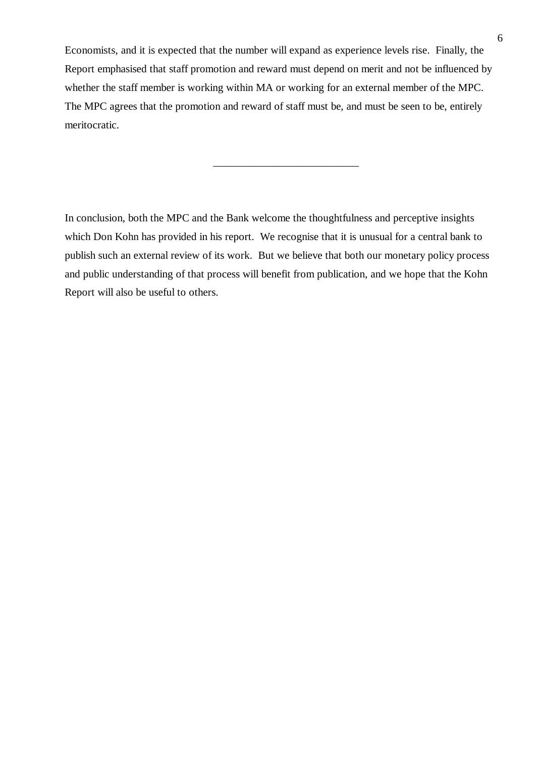Economists, and it is expected that the number will expand as experience levels rise. Finally, the Report emphasised that staff promotion and reward must depend on merit and not be influenced by whether the staff member is working within MA or working for an external member of the MPC. The MPC agrees that the promotion and reward of staff must be, and must be seen to be, entirely meritocratic.

---

In conclusion, both the MPC and the Bank welcome the thoughtfulness and perceptive insights which Don Kohn has provided in his report. We recognise that it is unusual for a central bank to publish such an external review of its work. But we believe that both our monetary policy process and public understanding of that process will benefit from publication, and we hope that the Kohn Report will also be useful to others.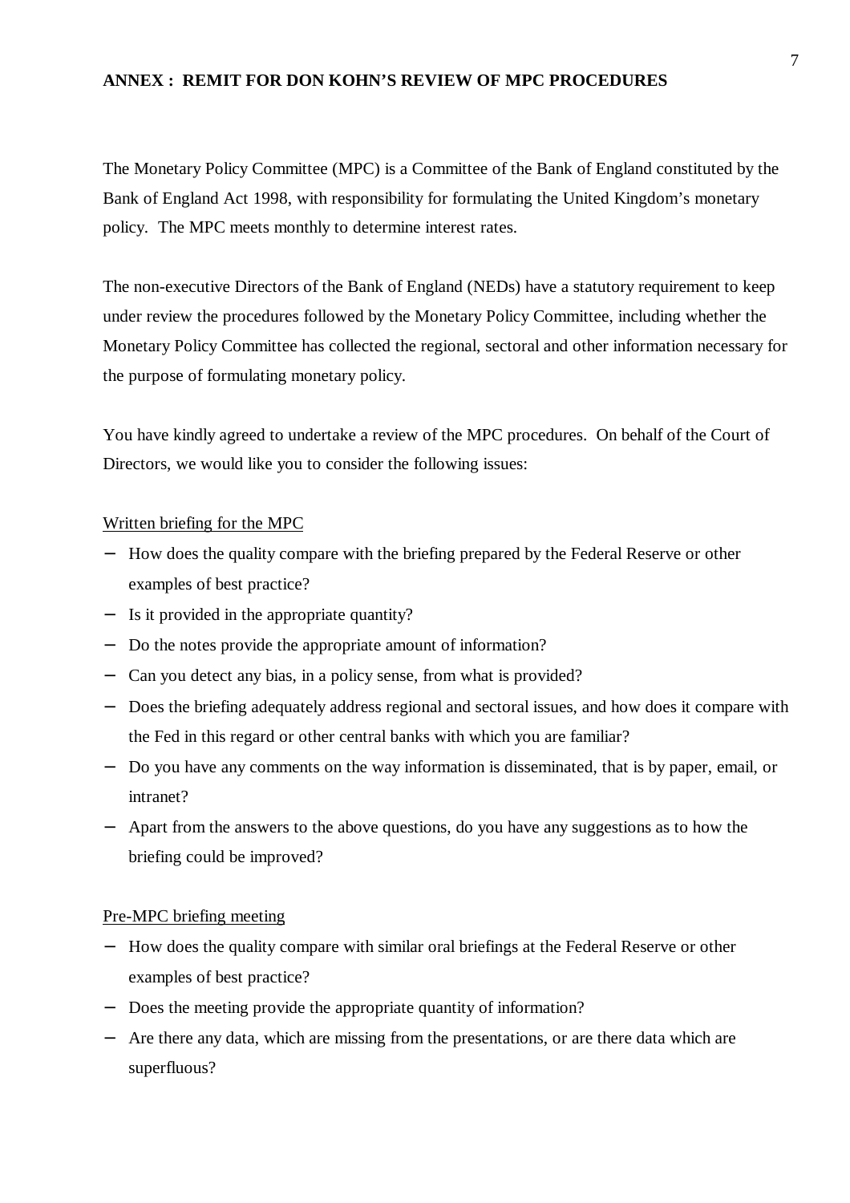## ANNEX : REMIT FOR DON KOHN'S REVIEW OF MPC PROCEDURES

The Monetary Policy Committee (MPC) is a Committee of the Bank of England constituted by the Bank of England Act 1998, with responsibility for formulating the United Kingdom's monetary policy. The MPC meets monthly to determine interest rates.

The non-executive Directors of the Bank of England (NEDs) have a statutory requirement to keep under review the procedures followed by the Monetary Policy Committee, including whether the Monetary Policy Committee has collected the regional, sectoral and other information necessary for the purpose of formulating monetary policy.

You have kindly agreed to undertake a review of the MPC procedures. On behalf of the Court of Directors, we would like you to consider the following issues:

<u>Written briefing for the MPC</u>

- How does the quality compare with the briefing prepared by the Federal Reserve or other examples of best practice?
- Is it provided in the appropriate quantity?
- Do the notes provide the appropriate amount of information?
- Can you detect any bias, in a policy sense, from what is provided?
- Does the briefing adequately address regional and sectoral issues, and how does it compare with the Fed in this regard or other central banks with which you are familiar?
- Do you have any comments on the way information is disseminated, that is by paper, email, or intranet?
- Apart from the answers to the above questions, do you have any suggestions as to how the briefing could be improved?

<u>Pre-MPC briefing meeting</u>

- How does the quality compare with similar oral briefings at the Federal Reserve or other examples of best practice?
- Does the meeting provide the appropriate quantity of information?
- Are there any data, which are missing from the presentations, or are there data which are superfluous?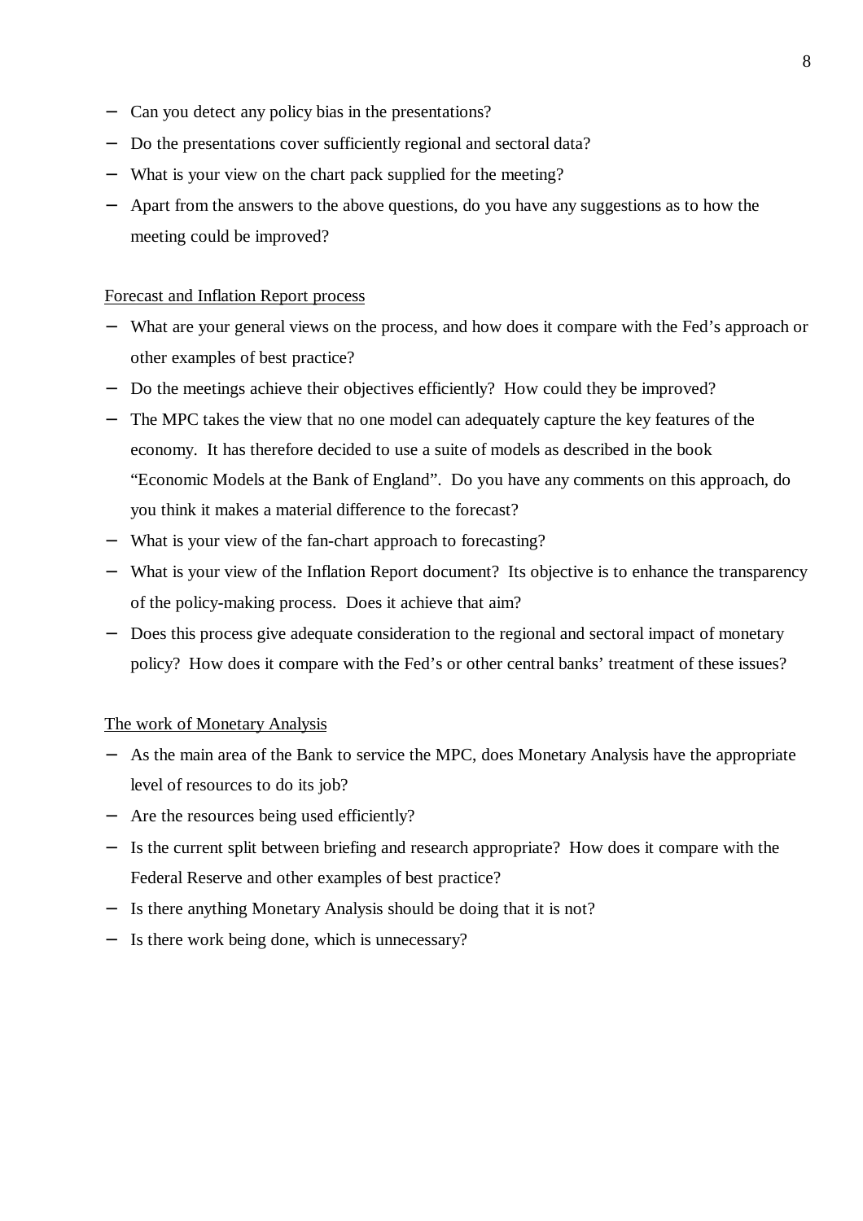- Can you detect any policy bias in the presentations?
- Do the presentations cover sufficiently regional and sectoral data?
- What is your view on the chart pack supplied for the meeting?
- Apart from the answers to the above questions, do you have any suggestions as to how the meeting could be improved?

<u>Forecast and Inflation Report process</u>

- What are your general views on the process, and how does it compare with the Fed's approach or other examples of best practice?
- Do the meetings achieve their objectives efficiently? How could they be improved?
- The MPC takes the view that no one model can adequately capture the key features of the economy. It has therefore decided to use a suite of models as described in the book "Economic Models at the Bank of England". Do you have any comments on this approach, do you think it makes a material difference to the forecast?
- What is your view of the fan-chart approach to forecasting?
- What is your view of the Inflation Report document? Its objective is to enhance the transparency of the policy-making process. Does it achieve that aim?
- Does this process give adequate consideration to the regional and sectoral impact of monetary policy? How does it compare with the Fed's or other central banks' treatment of these issues?

<u>The work of Monetary Analysis</u>

- As the main area of the Bank to service the MPC, does Monetary Analysis have the appropriate level of resources to do its job?
- Are the resources being used efficiently?
- Is the current split between briefing and research appropriate? How does it compare with the Federal Reserve and other examples of best practice?
- Is there anything Monetary Analysis should be doing that it is not?
- Is there work being done, which is unnecessary?